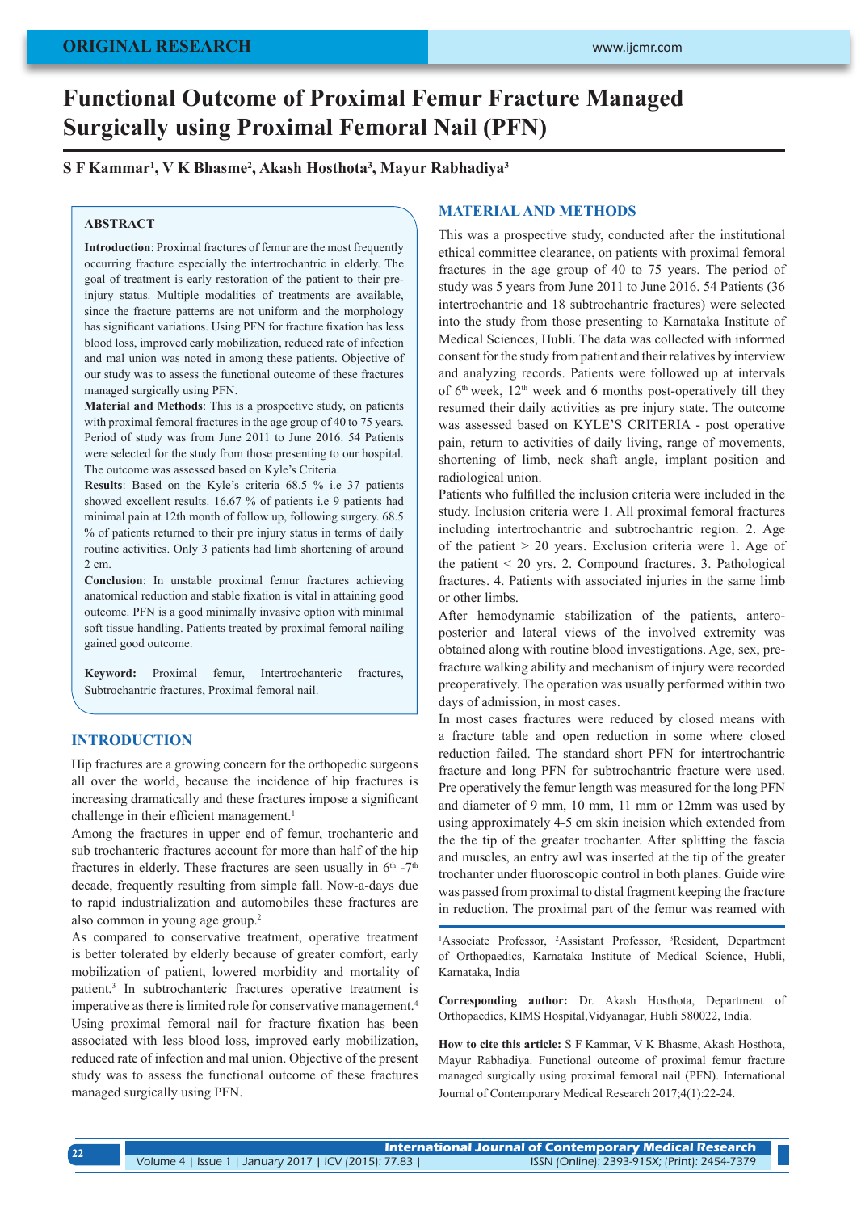ORIGINAL RESEARCH

# Functional Outcome of Proximal Femur Fracture Managed Surgically using Proximal Femoral Nail (PFN)

**S F Kammar[1], V K Bhasme[2], Akash Hosthota[3], Mayur Rabhadiya[3]**

## ABSTRACT

**Introduction**: Proximal fractures of femur are the most frequently occurring fracture especially the intertrochantric in elderly. The goal of treatment is early restoration of the patient to their pre-injury status. Multiple modalities of treatments are available, since the fracture patterns are not uniform and the morphology has significant variations. Using PFN for fracture fixation has less blood loss, improved early mobilization, reduced rate of infection and mal union was noted in among these patients. Objective of our study was to assess the functional outcome of these fractures managed surgically using PFN.

**Material and Methods**: This is a prospective study, on patients with proximal femoral fractures in the age group of 40 to 75 years. Period of study was from June 2011 to June 2016. 54 Patients were selected for the study from those presenting to our hospital. The outcome was assessed based on Kyle's Criteria.

**Results**: Based on the Kyle's criteria 68.5 % i.e 37 patients showed excellent results. 16.67 % of patients i.e 9 patients had minimal pain at 12th month of follow up, following surgery. 68.5 % of patients returned to their pre injury status in terms of daily routine activities. Only 3 patients had limb shortening of around 2 cm.

**Conclusion**: In unstable proximal femur fractures achieving anatomical reduction and stable fixation is vital in attaining good outcome. PFN is a good minimally invasive option with minimal soft tissue handling. Patients treated by proximal femoral nailing gained good outcome.

**Keyword:** Proximal femur, Intertrochanteric fractures, Subtrochantric fractures, Proximal femoral nail.

## INTRODUCTION

Hip fractures are a growing concern for the orthopedic surgeons all over the world, because the incidence of hip fractures is increasing dramatically and these fractures impose a significant challenge in their efficient management.[1]

Among the fractures in upper end of femur, trochanteric and sub trochanteric fractures account for more than half of the hip fractures in elderly. These fractures are seen usually in 6th -7th decade, frequently resulting from simple fall. Now-a-days due to rapid industrialization and automobiles these fractures are also common in young age group.[2]

As compared to conservative treatment, operative treatment is better tolerated by elderly because of greater comfort, early mobilization of patient, lowered morbidity and mortality of patient.[3] In subtrochanteric fractures operative treatment is imperative as there is limited role for conservative management.[4] Using proximal femoral nail for fracture fixation has been associated with less blood loss, improved early mobilization, reduced rate of infection and mal union. Objective of the present study was to assess the functional outcome of these fractures managed surgically using PFN.

## MATERIAL AND METHODS

This was a prospective study, conducted after the institutional ethical committee clearance, on patients with proximal femoral fractures in the age group of 40 to 75 years. The period of study was 5 years from June 2011 to June 2016. 54 Patients (36 intertrochantric and 18 subtrochantric fractures) were selected into the study from those presenting to Karnataka Institute of Medical Sciences, Hubli. The data was collected with informed consent for the study from patient and their relatives by interview and analyzing records. Patients were followed up at intervals of 6th week, 12th week and 6 months post-operatively till they resumed their daily activities as pre injury state. The outcome was assessed based on KYLE'S CRITERIA - post operative pain, return to activities of daily living, range of movements, shortening of limb, neck shaft angle, implant position and radiological union.

Patients who fulfilled the inclusion criteria were included in the study. Inclusion criteria were 1. All proximal femoral fractures including intertrochantric and subtrochantric region. 2. Age of the patient > 20 years. Exclusion criteria were 1. Age of the patient < 20 yrs. 2. Compound fractures. 3. Pathological fractures. 4. Patients with associated injuries in the same limb or other limbs.

After hemodynamic stabilization of the patients, antero-posterior and lateral views of the involved extremity was obtained along with routine blood investigations. Age, sex, pre-fracture walking ability and mechanism of injury were recorded preoperatively. The operation was usually performed within two days of admission, in most cases.

In most cases fractures were reduced by closed means with a fracture table and open reduction in some where closed reduction failed. The standard short PFN for intertrochantric fracture and long PFN for subtrochantric fracture were used. Pre operatively the femur length was measured for the long PFN and diameter of 9 mm, 10 mm, 11 mm or 12mm was used by using approximately 4-5 cm skin incision which extended from the the tip of the greater trochanter. After splitting the fascia and muscles, an entry awl was inserted at the tip of the greater trochanter under fluoroscopic control in both planes. Guide wire was passed from proximal to distal fragment keeping the fracture in reduction. The proximal part of the femur was reamed with

[1]Associate Professor, [2]Assistant Professor, [3]Resident, Department of Orthopaedics, Karnataka Institute of Medical Science, Hubli, Karnataka, India

**Corresponding author:** Dr. Akash Hosthota, Department of Orthopaedics, KIMS Hospital,Vidyanagar, Hubli 580022, India.

**How to cite this article:** S F Kammar, V K Bhasme, Akash Hosthota, Mayur Rabhadiya. Functional outcome of proximal femur fracture managed surgically using proximal femoral nail (PFN). International Journal of Contemporary Medical Research 2017;4(1):22-24.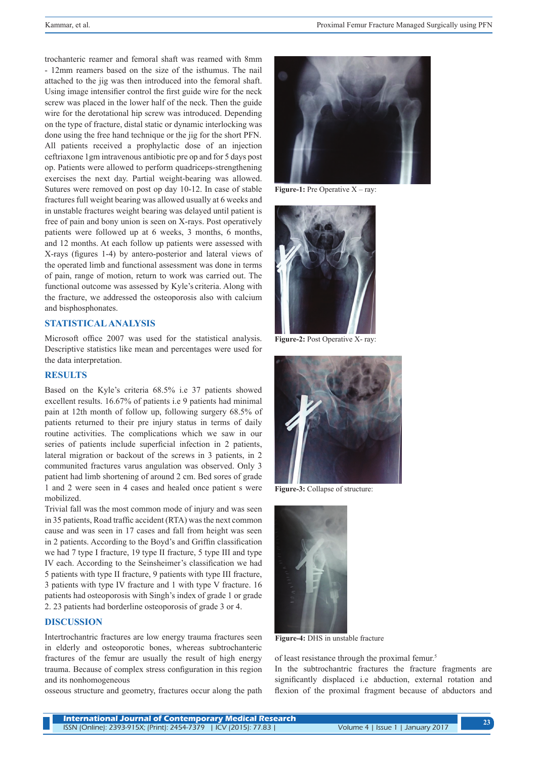trochanteric reamer and femoral shaft was reamed with 8mm - 12mm reamers based on the size of the isthumus. The nail attached to the jig was then introduced into the femoral shaft. Using image intensifier control the first guide wire for the neck screw was placed in the lower half of the neck. Then the guide wire for the derotational hip screw was introduced. Depending on the type of fracture, distal static or dynamic interlocking was done using the free hand technique or the jig for the short PFN. All patients received a prophylactic dose of an injection ceftriaxone 1gm intravenous antibiotic pre op and for 5 days post op. Patients were allowed to perform quadriceps-strengthening exercises the next day. Partial weight-bearing was allowed. Sutures were removed on post op day 10-12. In case of stable fractures full weight bearing was allowed usually at 6 weeks and in unstable fractures weight bearing was delayed until patient is free of pain and bony union is seen on X-rays. Post operatively patients were followed up at 6 weeks, 3 months, 6 months, and 12 months. At each follow up patients were assessed with X-rays (figures 1-4) by antero-posterior and lateral views of the operated limb and functional assessment was done in terms of pain, range of motion, return to work was carried out. The functional outcome was assessed by Kyle's criteria. Along with the fracture, we addressed the osteoporosis also with calcium and bisphosphonates.

## STATISTICAL ANALYSIS

Microsoft office 2007 was used for the statistical analysis. Descriptive statistics like mean and percentages were used for the data interpretation.

## RESULTS

Based on the Kyle's criteria 68.5% i.e 37 patients showed excellent results. 16.67% of patients i.e 9 patients had minimal pain at 12th month of follow up, following surgery 68.5% of patients returned to their pre injury status in terms of daily routine activities. The complications which we saw in our series of patients include superficial infection in 2 patients, lateral migration or backout of the screws in 3 patients, in 2 communited fractures varus angulation was observed. Only 3 patient had limb shortening of around 2 cm. Bed sores of grade 1 and 2 were seen in 4 cases and healed once patient s were mobilized.

Trivial fall was the most common mode of injury and was seen in 35 patients, Road traffic accident (RTA) was the next common cause and was seen in 17 cases and fall from height was seen in 2 patients. According to the Boyd's and Griffin classification we had 7 type I fracture, 19 type II fracture, 5 type III and type IV each. According to the Seinsheimer's classification we had 5 patients with type II fracture, 9 patients with type III fracture, 3 patients with type IV fracture and 1 with type V fracture. 16 patients had osteoporosis with Singh's index of grade 1 or grade 2. 23 patients had borderline osteoporosis of grade 3 or 4.

## DISCUSSION

Intertrochantric fractures are low energy trauma fractures seen in elderly and osteoporotic bones, whereas subtrochanteric fractures of the femur are usually the result of high energy trauma. Because of complex stress configuration in this region and its nonhomogeneous osseous structure and geometry, fractures occur along the path of least resistance through the proximal femur.[5]

In the subtrochantric fractures the fracture fragments are significantly displaced i.e abduction, external rotation and flexion of the proximal fragment because of abductors and

**Figure-1:** Pre Operative X – ray:

**Figure-2:** Post Operative X- ray:

**Figure-3:** Collapse of structure:

**Figure-4:** DHS in unstable fracture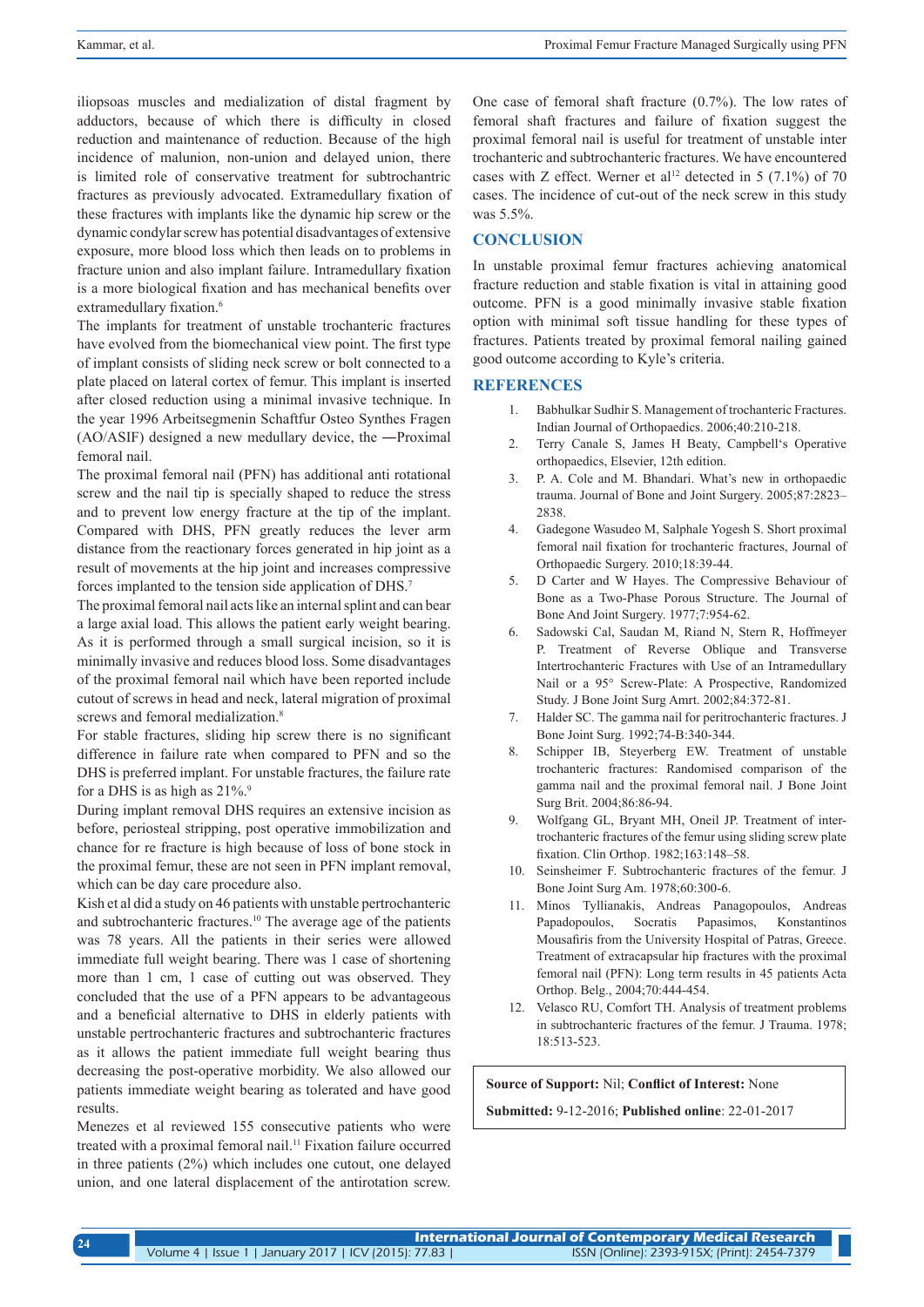iliopsoas muscles and medialization of distal fragment by adductors, because of which there is difficulty in closed reduction and maintenance of reduction. Because of the high incidence of malunion, non-union and delayed union, there is limited role of conservative treatment for subtrochantric fractures as previously advocated. Extramedullary fixation of these fractures with implants like the dynamic hip screw or the dynamic condylar screw has potential disadvantages of extensive exposure, more blood loss which then leads on to problems in fracture union and also implant failure. Intramedullary fixation is a more biological fixation and has mechanical benefits over extramedullary fixation.[6]

The implants for treatment of unstable trochanteric fractures have evolved from the biomechanical view point. The first type of implant consists of sliding neck screw or bolt connected to a plate placed on lateral cortex of femur. This implant is inserted after closed reduction using a minimal invasive technique. In the year 1996 Arbeitsegmenin Schaftfur Osteo Synthes Fragen (AO/ASIF) designed a new medullary device, the ―Proximal femoral nail.

The proximal femoral nail (PFN) has additional anti rotational screw and the nail tip is specially shaped to reduce the stress and to prevent low energy fracture at the tip of the implant. Compared with DHS, PFN greatly reduces the lever arm distance from the reactionary forces generated in hip joint as a result of movements at the hip joint and increases compressive forces implanted to the tension side application of DHS.[7]

The proximal femoral nail acts like an internal splint and can bear a large axial load. This allows the patient early weight bearing. As it is performed through a small surgical incision, so it is minimally invasive and reduces blood loss. Some disadvantages of the proximal femoral nail which have been reported include cutout of screws in head and neck, lateral migration of proximal screws and femoral medialization.[8]

For stable fractures, sliding hip screw there is no significant difference in failure rate when compared to PFN and so the DHS is preferred implant. For unstable fractures, the failure rate for a DHS is as high as 21%.[9]

During implant removal DHS requires an extensive incision as before, periosteal stripping, post operative immobilization and chance for re fracture is high because of loss of bone stock in the proximal femur, these are not seen in PFN implant removal, which can be day care procedure also.

Kish et al did a study on 46 patients with unstable pertrochanteric and subtrochanteric fractures.[10] The average age of the patients was 78 years. All the patients in their series were allowed immediate full weight bearing. There was 1 case of shortening more than 1 cm, 1 case of cutting out was observed. They concluded that the use of a PFN appears to be advantageous and a beneficial alternative to DHS in elderly patients with unstable pertrochanteric fractures and subtrochanteric fractures as it allows the patient immediate full weight bearing thus decreasing the post-operative morbidity. We also allowed our patients immediate weight bearing as tolerated and have good results.

Menezes et al reviewed 155 consecutive patients who were treated with a proximal femoral nail.[11] Fixation failure occurred in three patients (2%) which includes one cutout, one delayed union, and one lateral displacement of the antirotation screw. One case of femoral shaft fracture (0.7%). The low rates of femoral shaft fractures and failure of fixation suggest the proximal femoral nail is useful for treatment of unstable inter trochanteric and subtrochanteric fractures. We have encountered cases with Z effect. Werner et al[12] detected in 5 (7.1%) of 70 cases. The incidence of cut-out of the neck screw in this study was 5.5%.

## CONCLUSION

In unstable proximal femur fractures achieving anatomical fracture reduction and stable fixation is vital in attaining good outcome. PFN is a good minimally invasive stable fixation option with minimal soft tissue handling for these types of fractures. Patients treated by proximal femoral nailing gained good outcome according to Kyle's criteria.

## REFERENCES

1. Babhulkar Sudhir S. Management of trochanteric Fractures. Indian Journal of Orthopaedics. 2006;40:210-218.
2. Terry Canale S, James H Beaty, Campbell's Operative orthopaedics, Elsevier, 12th edition.
3. P. A. Cole and M. Bhandari. What's new in orthopaedic trauma. Journal of Bone and Joint Surgery. 2005;87:2823–2838.
4. Gadegone Wasudeo M, Salphale Yogesh S. Short proximal femoral nail fixation for trochanteric fractures, Journal of Orthopaedic Surgery. 2010;18:39-44.
5. D Carter and W Hayes. The Compressive Behaviour of Bone as a Two-Phase Porous Structure. The Journal of Bone And Joint Surgery. 1977;7:954-62.
6. Sadowski Cal, Saudan M, Riand N, Stern R, Hoffmeyer P. Treatment of Reverse Oblique and Transverse Intertrochanteric Fractures with Use of an Intramedullary Nail or a 95° Screw-Plate: A Prospective, Randomized Study. J Bone Joint Surg Amrt. 2002;84:372-81.
7. Halder SC. The gamma nail for peritrochanteric fractures. J Bone Joint Surg. 1992;74-B:340-344.
8. Schipper IB, Steyerberg EW. Treatment of unstable trochanteric fractures: Randomised comparison of the gamma nail and the proximal femoral nail. J Bone Joint Surg Brit. 2004;86:86-94.
9. Wolfgang GL, Bryant MH, Oneil JP. Treatment of intertrochanteric fractures of the femur using sliding screw plate fixation. Clin Orthop. 1982;163:148–58.
10. Seinsheimer F. Subtrochanteric fractures of the femur. J Bone Joint Surg Am. 1978;60:300-6.
11. Minos Tyllianakis, Andreas Panagopoulos, Andreas Papadopoulos, Socratis Papasimos, Konstantinos Mousafiris from the University Hospital of Patras, Greece. Treatment of extracapsular hip fractures with the proximal femoral nail (PFN): Long term results in 45 patients Acta Orthop. Belg., 2004;70:444-454.
12. Velasco RU, Comfort TH. Analysis of treatment problems in subtrochanteric fractures of the femur. J Trauma. 1978; 18:513-523.

**Source of Support:** Nil; **Conflict of Interest:** None

**Submitted:** 9-12-2016; **Published online**: 22-01-2017